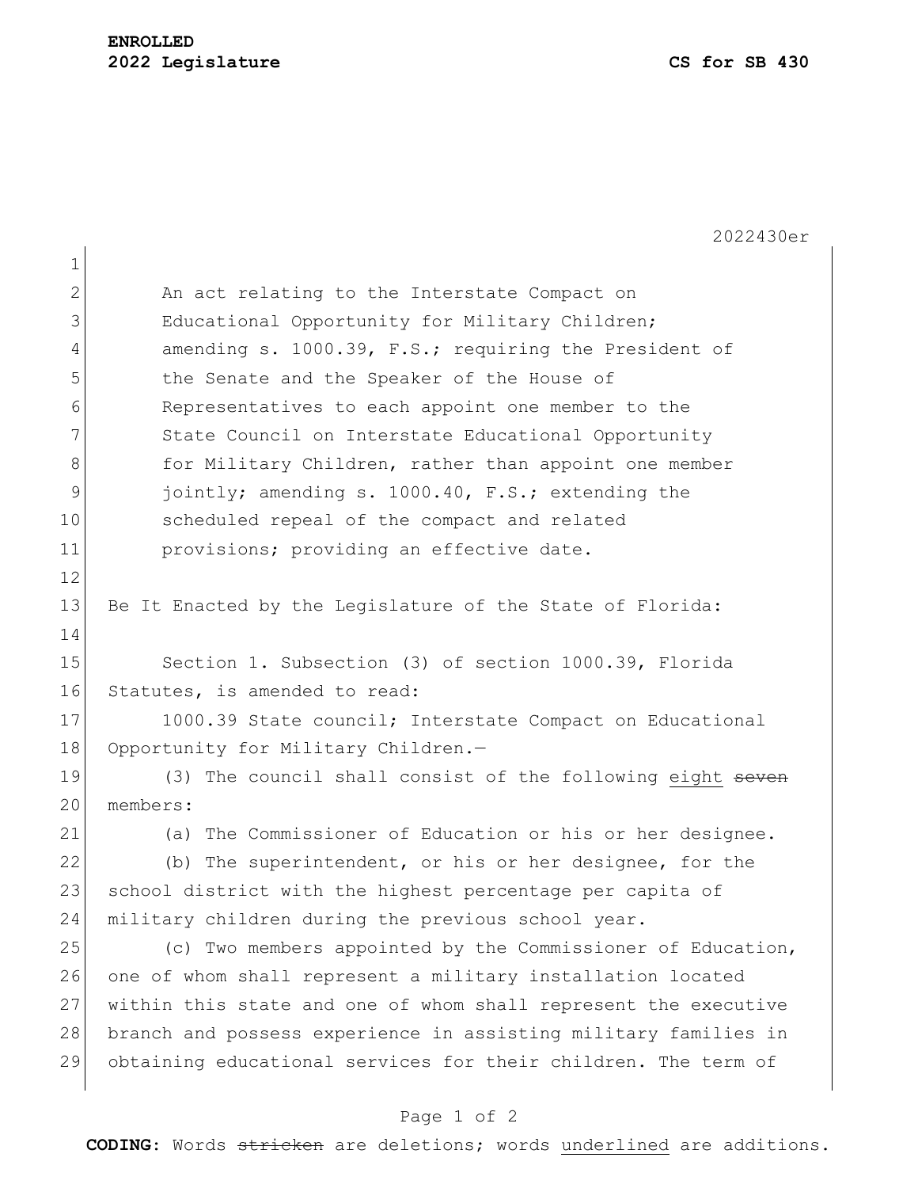**ENROLLED**
**2022 Legislature** **CS for SB 430**

2022430er

An act relating to the Interstate Compact on Educational Opportunity for Military Children; amending s. 1000.39, F.S.; requiring the President of the Senate and the Speaker of the House of Representatives to each appoint one member to the State Council on Interstate Educational Opportunity for Military Children, rather than appoint one member jointly; amending s. 1000.40, F.S.; extending the scheduled repeal of the compact and related provisions; providing an effective date.

Be It Enacted by the Legislature of the State of Florida:

Section 1. Subsection (3) of section 1000.39, Florida Statutes, is amended to read:

1000.39 State council; Interstate Compact on Educational Opportunity for Military Children.—

(3) The council shall consist of the following <u>eight</u> ~~seven~~ members:

(a) The Commissioner of Education or his or her designee.

(b) The superintendent, or his or her designee, for the school district with the highest percentage per capita of military children during the previous school year.

(c) Two members appointed by the Commissioner of Education, one of whom shall represent a military installation located within this state and one of whom shall represent the executive branch and possess experience in assisting military families in obtaining educational services for their children. The term of

**CODING:** Words ~~stricken~~ are deletions; words <u>underlined</u> are additions.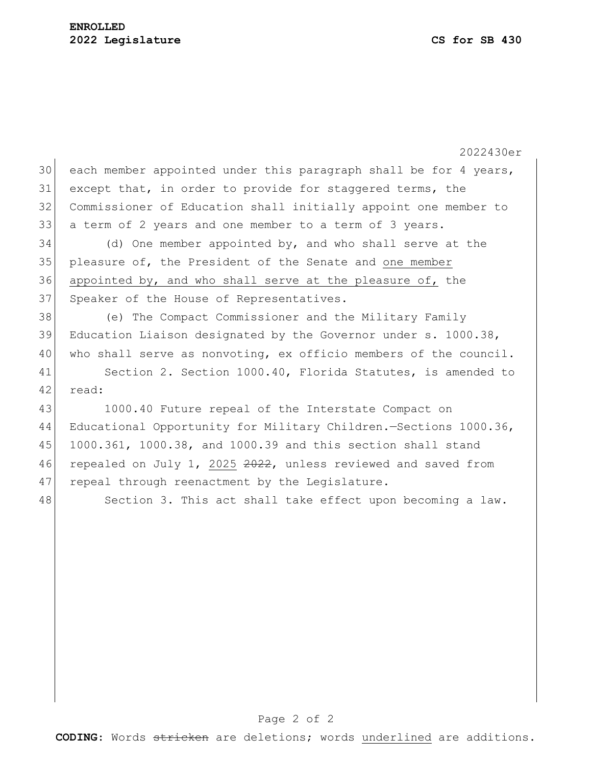each member appointed under this paragraph shall be for 4 years, except that, in order to provide for staggered terms, the Commissioner of Education shall initially appoint one member to a term of 2 years and one member to a term of 3 years.

(d) One member appointed by, and who shall serve at the pleasure of, the President of the Senate and <u>one member appointed by, and who shall serve at the pleasure of,</u> the Speaker of the House of Representatives.

(e) The Compact Commissioner and the Military Family Education Liaison designated by the Governor under s. 1000.38, who shall serve as nonvoting, ex officio members of the council.

Section 2. Section 1000.40, Florida Statutes, is amended to read:

1000.40 Future repeal of the Interstate Compact on Educational Opportunity for Military Children.—Sections 1000.36, 1000.361, 1000.38, and 1000.39 and this section shall stand repealed on July 1, <u>2025</u> ~~2022~~, unless reviewed and saved from repeal through reenactment by the Legislature.

Section 3. This act shall take effect upon becoming a law.